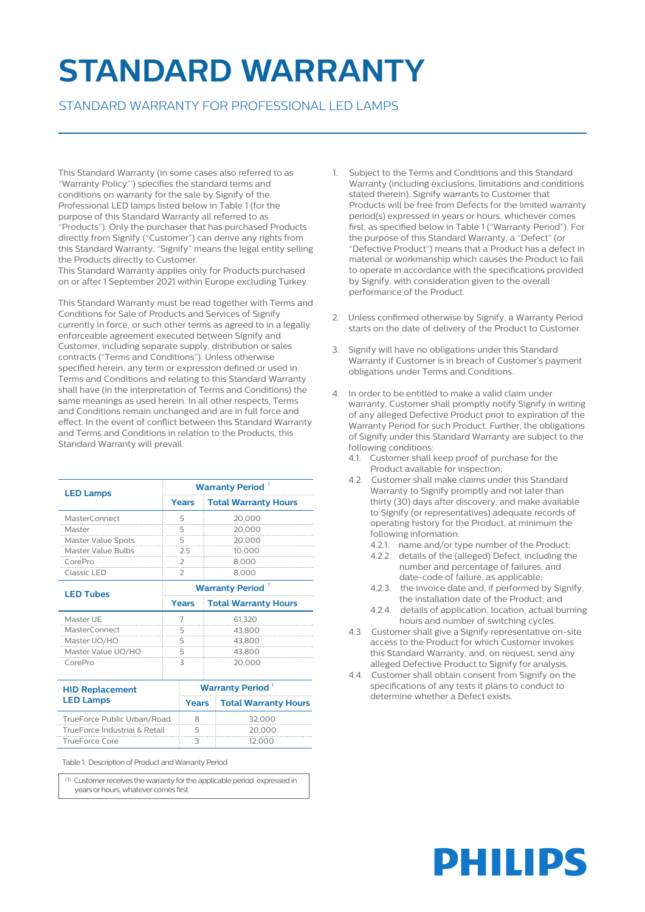# STANDARD WARRANTY

STANDARD WARRANTY FOR PROFESSIONAL LED LAMPS

This Standard Warranty (in some cases also referred to as "Warranty Policy"') specifies the standard terms and conditions on warranty for the sale by Signify of the Professional LED lamps listed below in Table 1 (for the purpose of this Standard Warranty all referred to as "Products"). Only the purchaser that has purchased Products directly from Signify ("Customer") can derive any rights from this Standard Warranty. "Signify" means the legal entity selling the Products directly to Customer.
This Standard Warranty applies only for Products purchased on or after 1 September 2021 within Europe excluding Turkey.

This Standard Warranty must be read together with Terms and Conditions for Sale of Products and Services of Signify currently in force, or such other terms as agreed to in a legally enforceable agreement executed between Signify and Customer, including separate supply, distribution or sales contracts ("Terms and Conditions"). Unless otherwise specified herein, any term or expression defined or used in Terms and Conditions and relating to this Standard Warranty shall have (in the interpretation of Terms and Conditions) the same meanings as used herein. In all other respects, Terms and Conditions remain unchanged and are in full force and effect. In the event of conflict between this Standard Warranty and Terms and Conditions in relation to the Products, this Standard Warranty will prevail.

| **LED Lamps** | **Warranty Period** [1] | |
|---|---|---|
| | **Years** | **Total Warranty Hours** |
| MasterConnect | 5 | 20,000 |
| Master | 5 | 20,000 |
| Master Value Spots | 5 | 20,000 |
| Master Value Bulbs | 2.5 | 10,000 |
| CorePro | 2 | 8,000 |
| Classic LED | 2 | 8,000 |
| **LED Tubes** | **Warranty Period** [1] | |
| | **Years** | **Total Warranty Hours** |
| Master UE | 7 | 61,320 |
| MasterConnect | 5 | 43,800 |
| Master UO/HO | 5 | 43,800 |
| Master Value UO/HO | 5 | 43,800 |
| CorePro | 3 | 20,000 |
| **HID Replacement LED Lamps** | **Warranty Period** [1] | |
| | **Years** | **Total Warranty Hours** |
| TrueForce Public Urban/Road | 8 | 32,000 |
| TrueForce Industrial & Retail | 5 | 20,000 |
| TrueForce Core | 3 | 12,000 |

Table 1: Description of Product and Warranty Period

(1) Customer receives the warranty for the applicable period expressed in years or hours, whatever comes first.

1. Subject to the Terms and Conditions and this Standard Warranty (including exclusions, limitations and conditions stated therein), Signify warrants to Customer that Products will be free from Defects for the limited warranty period(s) expressed in years or hours, whichever comes first, as specified below in Table 1 ("Warranty Period"). For the purpose of this Standard Warranty, a "Defect" (or "Defective Product") means that a Product has a defect in material or workmanship which causes the Product to fail to operate in accordance with the specifications provided by Signify, with consideration given to the overall performance of the Product.

2. Unless confirmed otherwise by Signify, a Warranty Period starts on the date of delivery of the Product to Customer.

3. Signify will have no obligations under this Standard Warranty if Customer is in breach of Customer's payment obligations under Terms and Conditions.

4. In order to be entitled to make a valid claim under warranty, Customer shall promptly notify Signify in writing of any alleged Defective Product prior to expiration of the Warranty Period for such Product. Further, the obligations of Signify under this Standard Warranty are subject to the following conditions:
   - 4.1. Customer shall keep proof of purchase for the Product available for inspection;
   - 4.2. Customer shall make claims under this Standard Warranty to Signify promptly and not later than thirty (30) days after discovery, and make available to Signify (or representatives) adequate records of operating history for the Product, at minimum the following information:
     - 4.2.1. name and/or type number of the Product;
     - 4.2.2. details of the (alleged) Defect, including the number and percentage of failures, and date-code of failure, as applicable;
     - 4.2.3. the invoice date and, if performed by Signify, the installation date of the Product; and
     - 4.2.4. details of application, location, actual burning hours and number of switching cycles.
   - 4.3. Customer shall give a Signify representative on-site access to the Product for which Customer invokes this Standard Warranty, and, on request, send any alleged Defective Product to Signify for analysis.
   - 4.4. Customer shall obtain consent from Signify on the specifications of any tests it plans to conduct to determine whether a Defect exists.

PHILIPS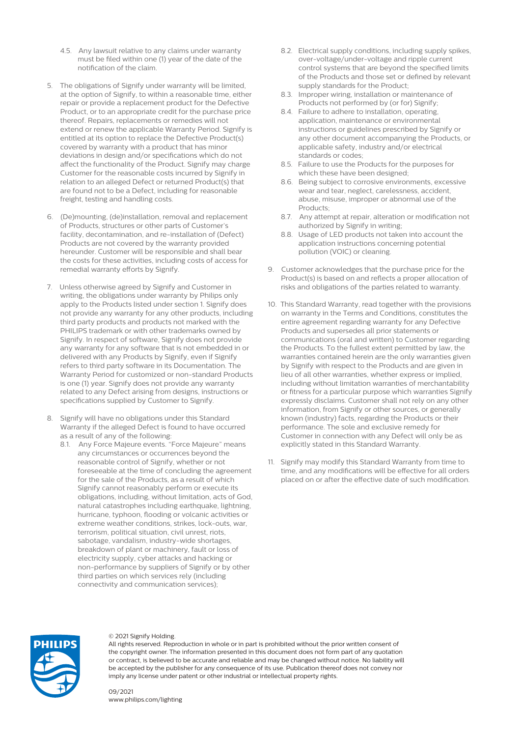4.5. Any lawsuit relative to any claims under warranty must be filed within one (1) year of the date of the notification of the claim.

5. The obligations of Signify under warranty will be limited, at the option of Signify, to within a reasonable time, either repair or provide a replacement product for the Defective Product, or to an appropriate credit for the purchase price thereof. Repairs, replacements or remedies will not extend or renew the applicable Warranty Period. Signify is entitled at its option to replace the Defective Product(s) covered by warranty with a product that has minor deviations in design and/or specifications which do not affect the functionality of the Product. Signify may charge Customer for the reasonable costs incurred by Signify in relation to an alleged Defect or returned Product(s) that are found not to be a Defect, including for reasonable freight, testing and handling costs.

6. (De)mounting, (de)installation, removal and replacement of Products, structures or other parts of Customer's facility, decontamination, and re-installation of (Defect) Products are not covered by the warranty provided hereunder. Customer will be responsible and shall bear the costs for these activities, including costs of access for remedial warranty efforts by Signify.

7. Unless otherwise agreed by Signify and Customer in writing, the obligations under warranty by Philips only apply to the Products listed under section 1. Signify does not provide any warranty for any other products, including third party products and products not marked with the PHILIPS trademark or with other trademarks owned by Signify. In respect of software, Signify does not provide any warranty for any software that is not embedded in or delivered with any Products by Signify, even if Signify refers to third party software in its Documentation. The Warranty Period for customized or non-standard Products is one (1) year. Signify does not provide any warranty related to any Defect arising from designs, instructions or specifications supplied by Customer to Signify.

8. Signify will have no obligations under this Standard Warranty if the alleged Defect is found to have occurred as a result of any of the following:
   8.1. Any Force Majeure events. "Force Majeure" means any circumstances or occurrences beyond the reasonable control of Signify, whether or not foreseeable at the time of concluding the agreement for the sale of the Products, as a result of which Signify cannot reasonably perform or execute its obligations, including, without limitation, acts of God, natural catastrophes including earthquake, lightning, hurricane, typhoon, flooding or volcanic activities or extreme weather conditions, strikes, lock-outs, war, terrorism, political situation, civil unrest, riots, sabotage, vandalism, industry-wide shortages, breakdown of plant or machinery, fault or loss of electricity supply, cyber attacks and hacking or non-performance by suppliers of Signify or by other third parties on which services rely (including connectivity and communication services);
   8.2. Electrical supply conditions, including supply spikes, over-voltage/under-voltage and ripple current control systems that are beyond the specified limits of the Products and those set or defined by relevant supply standards for the Product;
   8.3. Improper wiring, installation or maintenance of Products not performed by (or for) Signify;
   8.4. Failure to adhere to installation, operating, application, maintenance or environmental instructions or guidelines prescribed by Signify or any other document accompanying the Products, or applicable safety, industry and/or electrical standards or codes;
   8.5. Failure to use the Products for the purposes for which these have been designed;
   8.6. Being subject to corrosive environments, excessive wear and tear, neglect, carelessness, accident, abuse, misuse, improper or abnormal use of the Products;
   8.7. Any attempt at repair, alteration or modification not authorized by Signify in writing;
   8.8. Usage of LED products not taken into account the application instructions concerning potential pollution (VOIC) or cleaning.

9. Customer acknowledges that the purchase price for the Product(s) is based on and reflects a proper allocation of risks and obligations of the parties related to warranty.

10. This Standard Warranty, read together with the provisions on warranty in the Terms and Conditions, constitutes the entire agreement regarding warranty for any Defective Products and supersedes all prior statements or communications (oral and written) to Customer regarding the Products. To the fullest extent permitted by law, the warranties contained herein are the only warranties given by Signify with respect to the Products and are given in lieu of all other warranties, whether express or implied, including without limitation warranties of merchantability or fitness for a particular purpose which warranties Signify expressly disclaims. Customer shall not rely on any other information, from Signify or other sources, or generally known (industry) facts, regarding the Products or their performance. The sole and exclusive remedy for Customer in connection with any Defect will only be as explicitly stated in this Standard Warranty.

11. Signify may modify this Standard Warranty from time to time, and any modifications will be effective for all orders placed on or after the effective date of such modification.

© 2021 Signify Holding.
All rights reserved. Reproduction in whole or in part is prohibited without the prior written consent of the copyright owner. The information presented in this document does not form part of any quotation or contract, is believed to be accurate and reliable and may be changed without notice. No liability will be accepted by the publisher for any consequence of its use. Publication thereof does not convey nor imply any license under patent or other industrial or intellectual property rights.

09/2021
www.philips.com/lighting